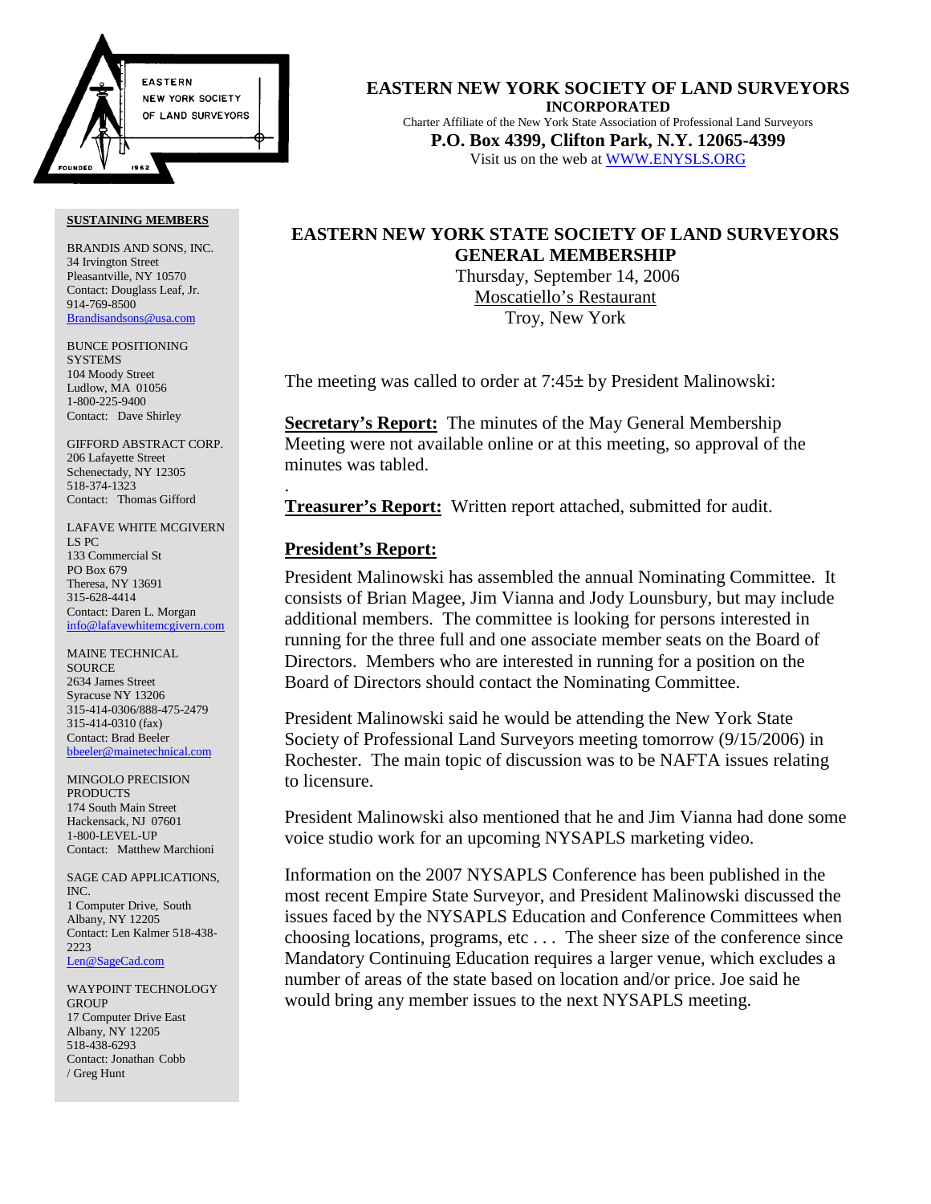# EASTERN NEW YORK SOCIETY OF LAND SURVEYORS

**INCORPORATED**

Charter Affiliate of the New York State Association of Professional Land Surveyors

**P.O. Box 4399, Clifton Park, N.Y. 12065-4399**

Visit us on the web at WWW.ENYSLS.ORG

**SUSTAINING MEMBERS**

BRANDIS AND SONS, INC.
34 Irvington Street
Pleasantville, NY 10570
Contact: Douglass Leaf, Jr.
914-769-8500
Brandisandsons@usa.com

BUNCE POSITIONING SYSTEMS
104 Moody Street
Ludlow, MA 01056
1-800-225-9400
Contact: Dave Shirley

GIFFORD ABSTRACT CORP.
206 Lafayette Street
Schenectady, NY 12305
518-374-1323
Contact: Thomas Gifford

LAFAVE WHITE MCGIVERN LS PC
133 Commercial St
PO Box 679
Theresa, NY 13691
315-628-4414
Contact: Daren L. Morgan
info@lafavewhitemcgivern.com

MAINE TECHNICAL SOURCE
2634 James Street
Syracuse NY 13206
315-414-0306/888-475-2479
315-414-0310 (fax)
Contact: Brad Beeler
bbeeler@mainetechnical.com

MINGOLO PRECISION PRODUCTS
174 South Main Street
Hackensack, NJ 07601
1-800-LEVEL-UP
Contact: Matthew Marchioni

SAGE CAD APPLICATIONS, INC.
1 Computer Drive, South
Albany, NY 12205
Contact: Len Kalmer 518-438-2223
Len@SageCad.com

WAYPOINT TECHNOLOGY GROUP
17 Computer Drive East
Albany, NY 12205
518-438-6293
Contact: Jonathan Cobb / Greg Hunt

## EASTERN NEW YORK STATE SOCIETY OF LAND SURVEYORS GENERAL MEMBERSHIP

Thursday, September 14, 2006
Moscatiello's Restaurant
Troy, New York

The meeting was called to order at 7:45± by President Malinowski:

**Secretary's Report:** The minutes of the May General Membership Meeting were not available online or at this meeting, so approval of the minutes was tabled.

.

**Treasurer's Report:** Written report attached, submitted for audit.

**President's Report:**

President Malinowski has assembled the annual Nominating Committee. It consists of Brian Magee, Jim Vianna and Jody Lounsbury, but may include additional members. The committee is looking for persons interested in running for the three full and one associate member seats on the Board of Directors. Members who are interested in running for a position on the Board of Directors should contact the Nominating Committee.

President Malinowski said he would be attending the New York State Society of Professional Land Surveyors meeting tomorrow (9/15/2006) in Rochester. The main topic of discussion was to be NAFTA issues relating to licensure.

President Malinowski also mentioned that he and Jim Vianna had done some voice studio work for an upcoming NYSAPLS marketing video.

Information on the 2007 NYSAPLS Conference has been published in the most recent Empire State Surveyor, and President Malinowski discussed the issues faced by the NYSAPLS Education and Conference Committees when choosing locations, programs, etc . . . The sheer size of the conference since Mandatory Continuing Education requires a larger venue, which excludes a number of areas of the state based on location and/or price. Joe said he would bring any member issues to the next NYSAPLS meeting.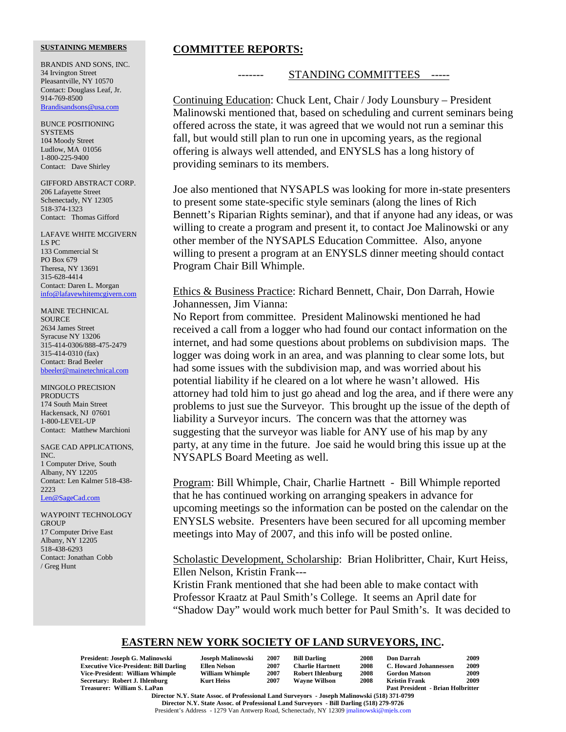## COMMITTEE REPORTS:

------- STANDING COMMITTEES -----

Continuing Education: Chuck Lent, Chair / Jody Lounsbury – President Malinowski mentioned that, based on scheduling and current seminars being offered across the state, it was agreed that we would not run a seminar this fall, but would still plan to run one in upcoming years, as the regional offering is always well attended, and ENYSLS has a long history of providing seminars to its members.

Joe also mentioned that NYSAPLS was looking for more in-state presenters to present some state-specific style seminars (along the lines of Rich Bennett's Riparian Rights seminar), and that if anyone had any ideas, or was willing to create a program and present it, to contact Joe Malinowski or any other member of the NYSAPLS Education Committee. Also, anyone willing to present a program at an ENYSLS dinner meeting should contact Program Chair Bill Whimple.

Ethics & Business Practice: Richard Bennett, Chair, Don Darrah, Howie Johannessen, Jim Vianna:
No Report from committee. President Malinowski mentioned he had received a call from a logger who had found our contact information on the internet, and had some questions about problems on subdivision maps. The logger was doing work in an area, and was planning to clear some lots, but had some issues with the subdivision map, and was worried about his potential liability if he cleared on a lot where he wasn't allowed. His attorney had told him to just go ahead and log the area, and if there were any problems to just sue the Surveyor. This brought up the issue of the depth of liability a Surveyor incurs. The concern was that the attorney was suggesting that the surveyor was liable for ANY use of his map by any party, at any time in the future. Joe said he would bring this issue up at the NYSAPLS Board Meeting as well.

Program: Bill Whimple, Chair, Charlie Hartnett - Bill Whimple reported that he has continued working on arranging speakers in advance for upcoming meetings so the information can be posted on the calendar on the ENYSLS website. Presenters have been secured for all upcoming member meetings into May of 2007, and this info will be posted online.

Scholastic Development, Scholarship: Brian Holibritter, Chair, Kurt Heiss, Ellen Nelson, Kristin Frank---
Kristin Frank mentioned that she had been able to make contact with Professor Kraatz at Paul Smith's College. It seems an April date for "Shadow Day" would work much better for Paul Smith's. It was decided to

**SUSTAINING MEMBERS**

BRANDIS AND SONS, INC.
34 Irvington Street
Pleasantville, NY 10570
Contact: Douglass Leaf, Jr.
914-769-8500
Brandisandsons@usa.com

BUNCE POSITIONING SYSTEMS
104 Moody Street
Ludlow, MA 01056
1-800-225-9400
Contact: Dave Shirley

GIFFORD ABSTRACT CORP.
206 Lafayette Street
Schenectady, NY 12305
518-374-1323
Contact: Thomas Gifford

LAFAVE WHITE MCGIVERN LS PC
133 Commercial St
PO Box 679
Theresa, NY 13691
315-628-4414
Contact: Daren L. Morgan
info@lafavewhitemcgivern.com

MAINE TECHNICAL SOURCE
2634 James Street
Syracuse NY 13206
315-414-0306/888-475-2479
315-414-0310 (fax)
Contact: Brad Beeler
bbeeler@mainetechnical.com

MINGOLO PRECISION PRODUCTS
174 South Main Street
Hackensack, NJ 07601
1-800-LEVEL-UP
Contact: Matthew Marchioni

SAGE CAD APPLICATIONS, INC.
1 Computer Drive, South
Albany, NY 12205
Contact: Len Kalmer 518-438-2223
Len@SageCad.com

WAYPOINT TECHNOLOGY GROUP
17 Computer Drive East
Albany, NY 12205
518-438-6293
Contact: Jonathan Cobb / Greg Hunt

**EASTERN NEW YORK SOCIETY OF LAND SURVEYORS, INC.**

| | | | | | | |
|---|---|---|---|---|---|---|
| **President: Joseph G. Malinowski** | **Joseph Malinowski** | **2007** | **Bill Darling** | **2008** | **Don Darrah** | **2009** |
| **Executive Vice-President: Bill Darling** | **Ellen Nelson** | **2007** | **Charlie Hartnett** | **2008** | **C. Howard Johannessen** | **2009** |
| **Vice-President: William Whimple** | **William Whimple** | **2007** | **Robert Ihlenburg** | **2008** | **Gordon Matson** | **2009** |
| **Secretary: Robert J. Ihlenburg** | **Kurt Heiss** | **2007** | **Wayne Willson** | **2008** | **Kristin Frank** | **2009** |
| **Treasurer: William S. LaPan** | | | | | **Past President - Brian Holbritter** | |

**Director N.Y. State Assoc. of Professional Land Surveyors - Joseph Malinowski (518) 371-0799**
**Director N.Y. State Assoc. of Professional Land Surveyors - Bill Darling (518) 279-9726**
President's Address - 1279 Van Antwerp Road, Schenectady, NY 12309 jmalinowski@mjels.com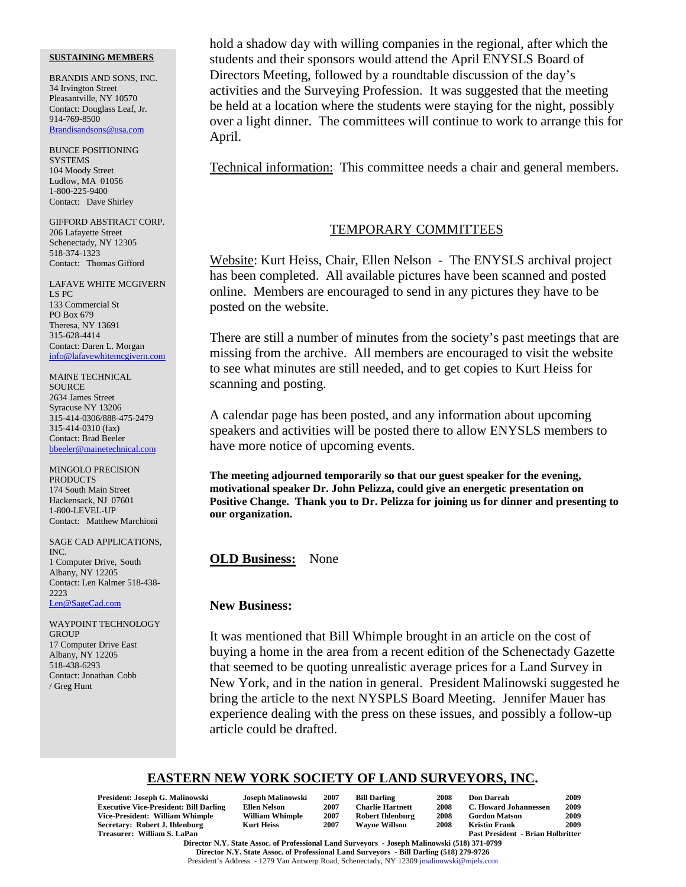**SUSTAINING MEMBERS**

BRANDIS AND SONS, INC.
34 Irvington Street
Pleasantville, NY 10570
Contact: Douglass Leaf, Jr.
914-769-8500
Brandisandsons@usa.com

BUNCE POSITIONING SYSTEMS
104 Moody Street
Ludlow, MA 01056
1-800-225-9400
Contact: Dave Shirley

GIFFORD ABSTRACT CORP.
206 Lafayette Street
Schenectady, NY 12305
518-374-1323
Contact: Thomas Gifford

LAFAVE WHITE MCGIVERN LS PC
133 Commercial St
PO Box 679
Theresa, NY 13691
315-628-4414
Contact: Daren L. Morgan
info@lafavewhitemcgivern.com

MAINE TECHNICAL SOURCE
2634 James Street
Syracuse NY 13206
315-414-0306/888-475-2479
315-414-0310 (fax)
Contact: Brad Beeler
bbeeler@mainetechnical.com

MINGOLO PRECISION PRODUCTS
174 South Main Street
Hackensack, NJ 07601
1-800-LEVEL-UP
Contact: Matthew Marchioni

SAGE CAD APPLICATIONS, INC.
1 Computer Drive, South
Albany, NY 12205
Contact: Len Kalmer 518-438-2223
Len@SageCad.com

WAYPOINT TECHNOLOGY GROUP
17 Computer Drive East
Albany, NY 12205
518-438-6293
Contact: Jonathan Cobb / Greg Hunt

hold a shadow day with willing companies in the regional, after which the students and their sponsors would attend the April ENYSLS Board of Directors Meeting, followed by a roundtable discussion of the day's activities and the Surveying Profession. It was suggested that the meeting be held at a location where the students were staying for the night, possibly over a light dinner. The committees will continue to work to arrange this for April.

Technical information: This committee needs a chair and general members.

## TEMPORARY COMMITTEES

Website: Kurt Heiss, Chair, Ellen Nelson - The ENYSLS archival project has been completed. All available pictures have been scanned and posted online. Members are encouraged to send in any pictures they have to be posted on the website.

There are still a number of minutes from the society's past meetings that are missing from the archive. All members are encouraged to visit the website to see what minutes are still needed, and to get copies to Kurt Heiss for scanning and posting.

A calendar page has been posted, and any information about upcoming speakers and activities will be posted there to allow ENYSLS members to have more notice of upcoming events.

**The meeting adjourned temporarily so that our guest speaker for the evening, motivational speaker Dr. John Pelizza, could give an energetic presentation on Positive Change. Thank you to Dr. Pelizza for joining us for dinner and presenting to our organization.**

**OLD Business:** None

**New Business:**

It was mentioned that Bill Whimple brought in an article on the cost of buying a home in the area from a recent edition of the Schenectady Gazette that seemed to be quoting unrealistic average prices for a Land Survey in New York, and in the nation in general. President Malinowski suggested he bring the article to the next NYSPLS Board Meeting. Jennifer Mauer has experience dealing with the press on these issues, and possibly a follow-up article could be drafted.

## EASTERN NEW YORK SOCIETY OF LAND SURVEYORS, INC.

| | | | | | | | |
|---|---|---|---|---|---|---|---|
| **President: Joseph G. Malinowski** | **Joseph Malinowski** | **2007** | **Bill Darling** | **2008** | **Don Darrah** | **2009** |
| **Executive Vice-President: Bill Darling** | **Ellen Nelson** | **2007** | **Charlie Hartnett** | **2008** | **C. Howard Johannessen** | **2009** |
| **Vice-President: William Whimple** | **William Whimple** | **2007** | **Robert Ihlenburg** | **2008** | **Gordon Matson** | **2009** |
| **Secretary: Robert J. Ihlenburg** | **Kurt Heiss** | **2007** | **Wayne Willson** | **2008** | **Kristin Frank** | **2009** |
| **Treasurer: William S. LaPan** | | | | | **Past President - Brian Holbritter** | |

**Director N.Y. State Assoc. of Professional Land Surveyors - Joseph Malinowski (518) 371-0799**
**Director N.Y. State Assoc. of Professional Land Surveyors - Bill Darling (518) 279-9726**
President's Address - 1279 Van Antwerp Road, Schenectady, NY 12309 jmalinowski@mjels.com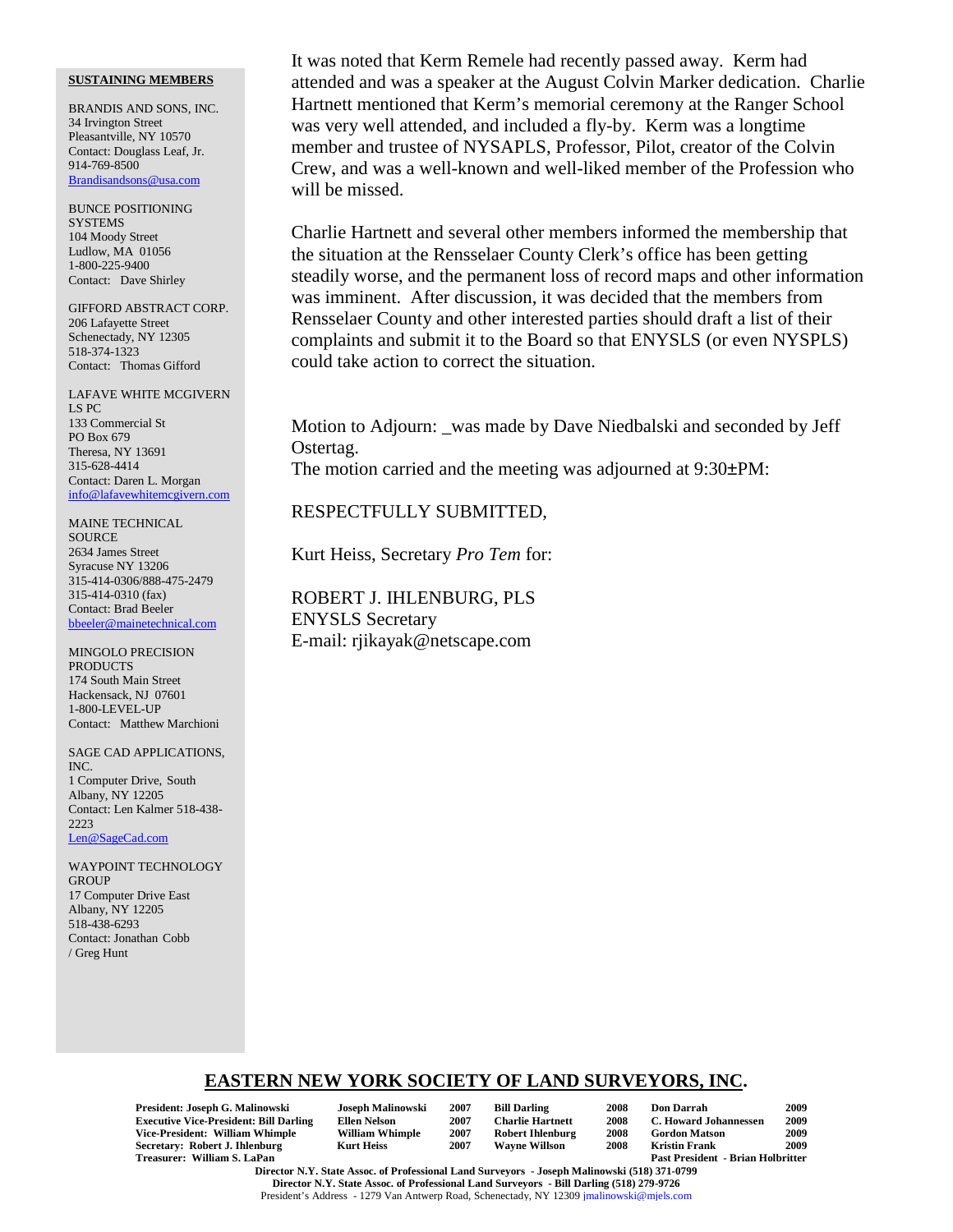It was noted that Kerm Remele had recently passed away. Kerm had attended and was a speaker at the August Colvin Marker dedication. Charlie Hartnett mentioned that Kerm's memorial ceremony at the Ranger School was very well attended, and included a fly-by. Kerm was a longtime member and trustee of NYSAPLS, Professor, Pilot, creator of the Colvin Crew, and was a well-known and well-liked member of the Profession who will be missed.

Charlie Hartnett and several other members informed the membership that the situation at the Rensselaer County Clerk's office has been getting steadily worse, and the permanent loss of record maps and other information was imminent. After discussion, it was decided that the members from Rensselaer County and other interested parties should draft a list of their complaints and submit it to the Board so that ENYSLS (or even NYSPLS) could take action to correct the situation.

Motion to Adjourn: _was made by Dave Niedbalski and seconded by Jeff Ostertag.
The motion carried and the meeting was adjourned at 9:30±PM:

RESPECTFULLY SUBMITTED,

Kurt Heiss, Secretary *Pro Tem* for:

ROBERT J. IHLENBURG, PLS
ENYSLS Secretary
E-mail: rjikayak@netscape.com

**SUSTAINING MEMBERS**

BRANDIS AND SONS, INC.
34 Irvington Street
Pleasantville, NY 10570
Contact: Douglass Leaf, Jr.
914-769-8500
Brandisandsons@usa.com

BUNCE POSITIONING SYSTEMS
104 Moody Street
Ludlow, MA 01056
1-800-225-9400
Contact: Dave Shirley

GIFFORD ABSTRACT CORP.
206 Lafayette Street
Schenectady, NY 12305
518-374-1323
Contact: Thomas Gifford

LAFAVE WHITE MCGIVERN LS PC
133 Commercial St
PO Box 679
Theresa, NY 13691
315-628-4414
Contact: Daren L. Morgan
info@lafavewhitemcgivern.com

MAINE TECHNICAL SOURCE
2634 James Street
Syracuse NY 13206
315-414-0306/888-475-2479
315-414-0310 (fax)
Contact: Brad Beeler
bbeeler@mainetechnical.com

MINGOLO PRECISION PRODUCTS
174 South Main Street
Hackensack, NJ 07601
1-800-LEVEL-UP
Contact: Matthew Marchioni

SAGE CAD APPLICATIONS, INC.
1 Computer Drive, South
Albany, NY 12205
Contact: Len Kalmer 518-438-2223
Len@SageCad.com

WAYPOINT TECHNOLOGY GROUP
17 Computer Drive East
Albany, NY 12205
518-438-6293
Contact: Jonathan Cobb / Greg Hunt

## EASTERN NEW YORK SOCIETY OF LAND SURVEYORS, INC.

| | | | | | | | |
|---|---|---|---|---|---|---|---|
| **President: Joseph G. Malinowski** | **Joseph Malinowski** | **2007** | **Bill Darling** | **2008** | **Don Darrah** | **2009** |
| **Executive Vice-President: Bill Darling** | **Ellen Nelson** | **2007** | **Charlie Hartnett** | **2008** | **C. Howard Johannessen** | **2009** |
| **Vice-President: William Whimple** | **William Whimple** | **2007** | **Robert Ihlenburg** | **2008** | **Gordon Matson** | **2009** |
| **Secretary: Robert J. Ihlenburg** | **Kurt Heiss** | **2007** | **Wayne Willson** | **2008** | **Kristin Frank** | **2009** |
| **Treasurer: William S. LaPan** | | | | | **Past President - Brian Holbritter** | |

**Director N.Y. State Assoc. of Professional Land Surveyors - Joseph Malinowski (518) 371-0799**
**Director N.Y. State Assoc. of Professional Land Surveyors - Bill Darling (518) 279-9726**
President's Address - 1279 Van Antwerp Road, Schenectady, NY 12309 jmalinowski@mjels.com